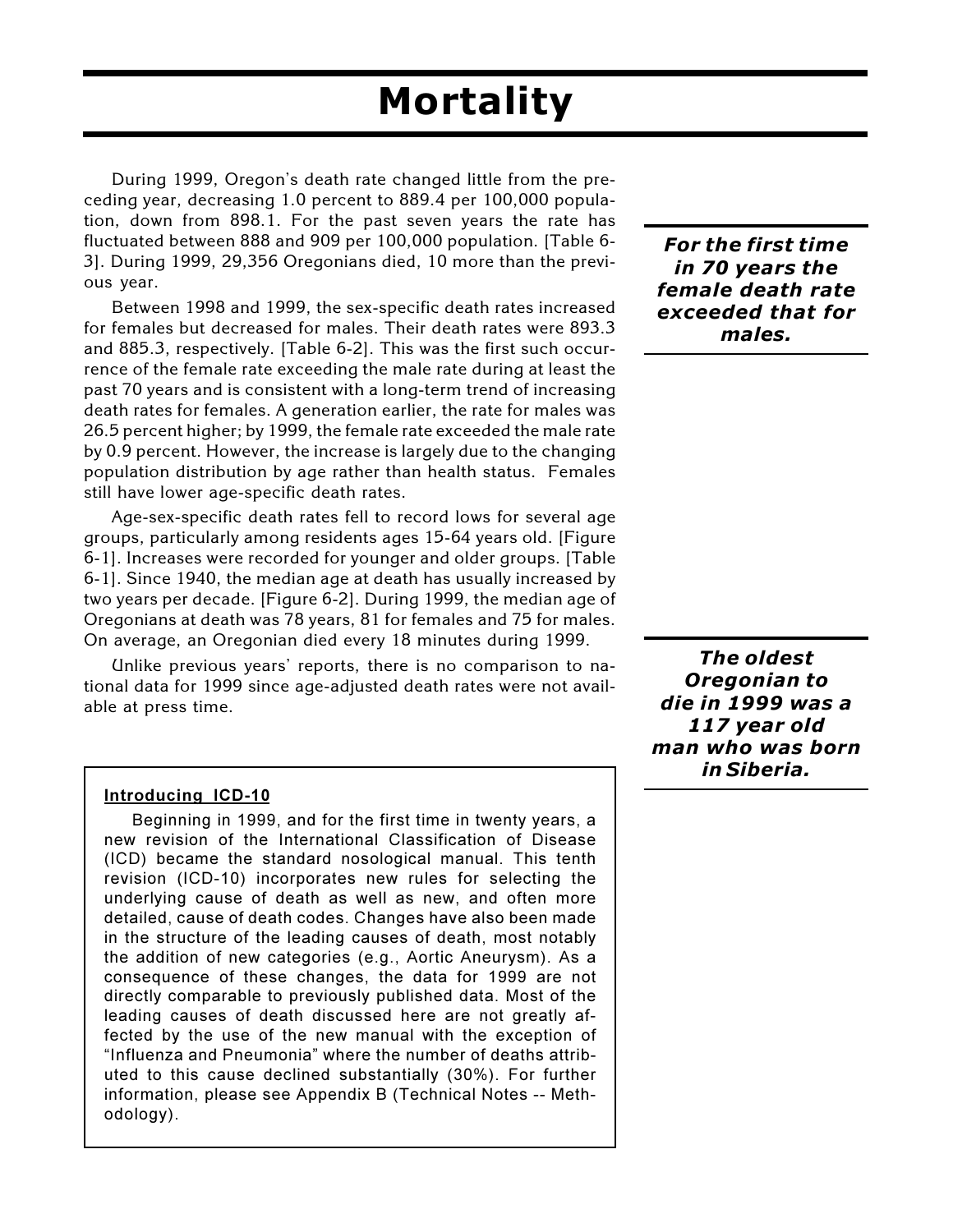# Mortality

During 1999, Oregon's death rate changed little from the preceding year, decreasing 1.0 percent to 889.4 per 100,000 population, down from 898.1. For the past seven years the rate has fluctuated between 888 and 909 per 100,000 population. [Table 6-3]. During 1999, 29,356 Oregonians died, 10 more than the previous year.

***For the first time in 70 years the female death rate exceeded that for males.***

Between 1998 and 1999, the sex-specific death rates increased for females but decreased for males. Their death rates were 893.3 and 885.3, respectively. [Table 6-2]. This was the first such occurrence of the female rate exceeding the male rate during at least the past 70 years and is consistent with a long-term trend of increasing death rates for females. A generation earlier, the rate for males was 26.5 percent higher; by 1999, the female rate exceeded the male rate by 0.9 percent. However, the increase is largely due to the changing population distribution by age rather than health status. Females still have lower age-specific death rates.

Age-sex-specific death rates fell to record lows for several age groups, particularly among residents ages 15-64 years old. [Figure 6-1]. Increases were recorded for younger and older groups. [Table 6-1]. Since 1940, the median age at death has usually increased by two years per decade. [Figure 6-2]. During 1999, the median age of Oregonians at death was 78 years, 81 for females and 75 for males. On average, an Oregonian died every 18 minutes during 1999.

Unlike previous years' reports, there is no comparison to national data for 1999 since age-adjusted death rates were not available at press time.

***The oldest Oregonian to die in 1999 was a 117 year old man who was born in Siberia.***

**Introducing ICD-10**

Beginning in 1999, and for the first time in twenty years, a new revision of the International Classification of Disease (ICD) became the standard nosological manual. This tenth revision (ICD-10) incorporates new rules for selecting the underlying cause of death as well as new, and often more detailed, cause of death codes. Changes have also been made in the structure of the leading causes of death, most notably the addition of new categories (e.g., Aortic Aneurysm). As a consequence of these changes, the data for 1999 are not directly comparable to previously published data. Most of the leading causes of death discussed here are not greatly affected by the use of the new manual with the exception of "Influenza and Pneumonia" where the number of deaths attributed to this cause declined substantially (30%). For further information, please see Appendix B (Technical Notes -- Methodology).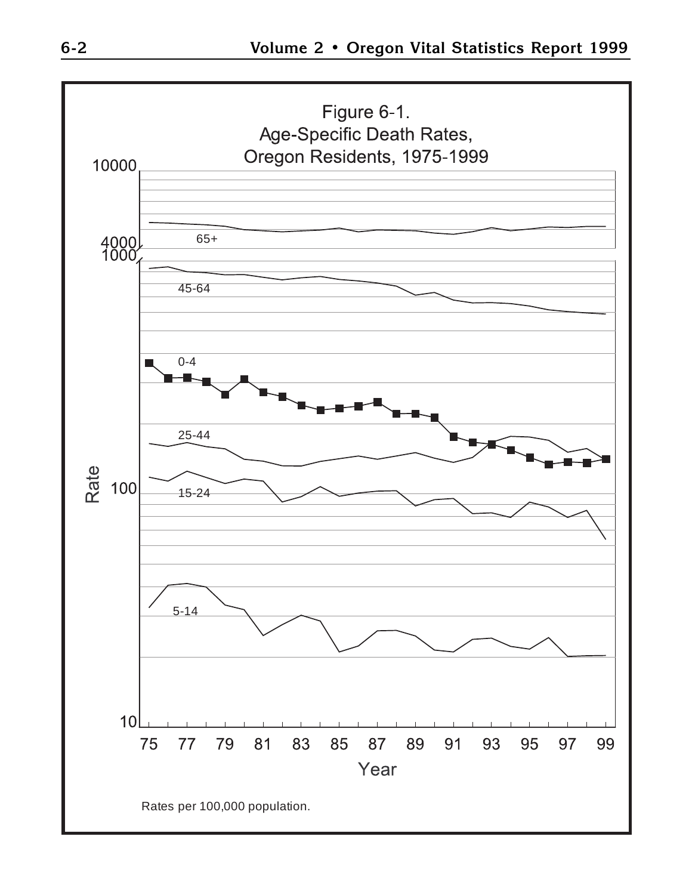Figure 6-1.
Age-Specific Death Rates,
Oregon Residents, 1975-1999

Rates per 100,000 population.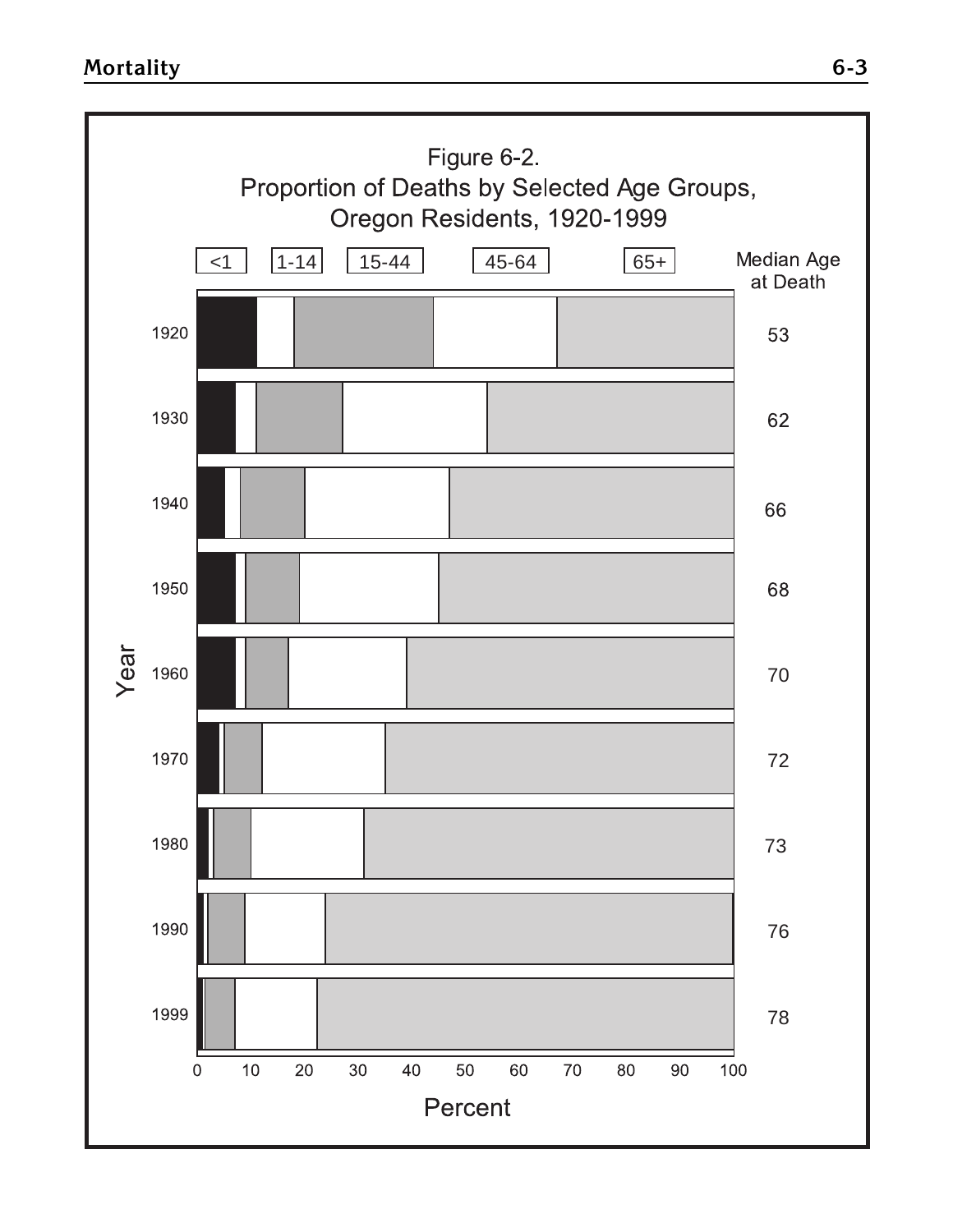Figure 6-2.
Proportion of Deaths by Selected Age Groups, Oregon Residents, 1920-1999

| Year | Median Age at Death |
|---|---|
| 1920 | 53 |
| 1930 | 62 |
| 1940 | 66 |
| 1950 | 68 |
| 1960 | 70 |
| 1970 | 72 |
| 1980 | 73 |
| 1990 | 76 |
| 1999 | 78 |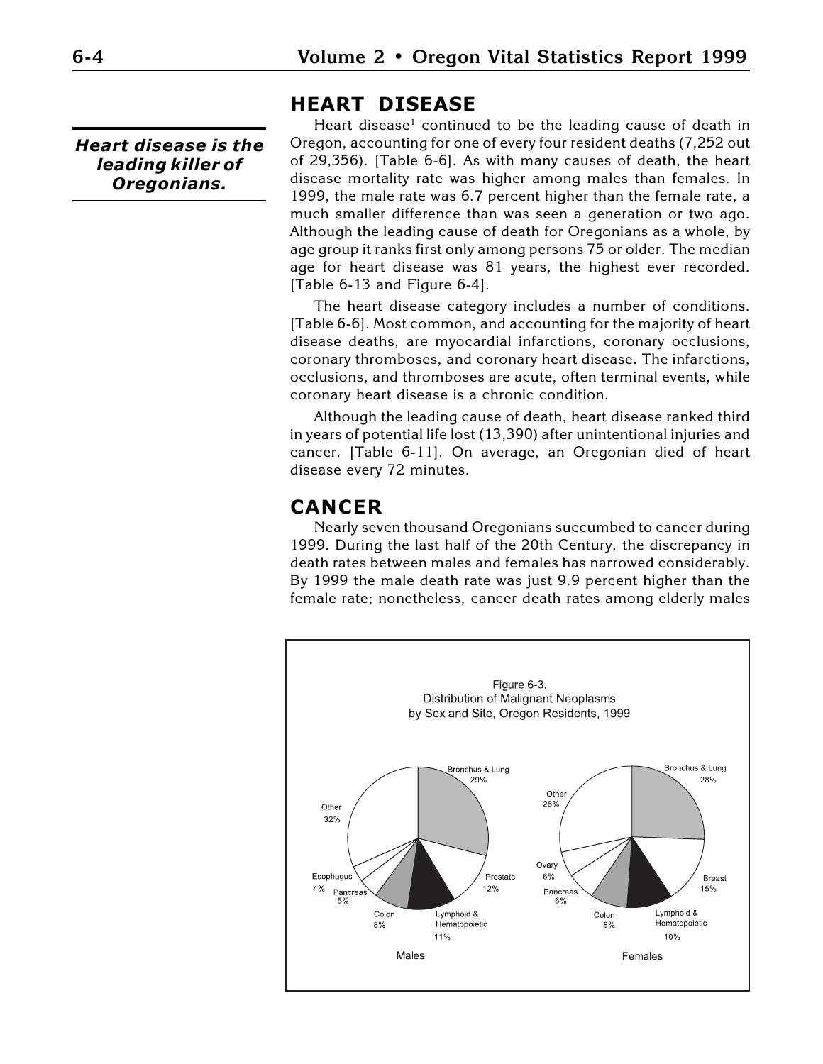*Heart disease is the leading killer of Oregonians.*

## HEART DISEASE

Heart disease[1] continued to be the leading cause of death in Oregon, accounting for one of every four resident deaths (7,252 out of 29,356). [Table 6-6]. As with many causes of death, the heart disease mortality rate was higher among males than females. In 1999, the male rate was 6.7 percent higher than the female rate, a much smaller difference than was seen a generation or two ago. Although the leading cause of death for Oregonians as a whole, by age group it ranks first only among persons 75 or older. The median age for heart disease was 81 years, the highest ever recorded. [Table 6-13 and Figure 6-4].

The heart disease category includes a number of conditions. [Table 6-6]. Most common, and accounting for the majority of heart disease deaths, are myocardial infarctions, coronary occlusions, coronary thromboses, and coronary heart disease. The infarctions, occlusions, and thromboses are acute, often terminal events, while coronary heart disease is a chronic condition.

Although the leading cause of death, heart disease ranked third in years of potential life lost (13,390) after unintentional injuries and cancer. [Table 6-11]. On average, an Oregonian died of heart disease every 72 minutes.

## CANCER

Nearly seven thousand Oregonians succumbed to cancer during 1999. During the last half of the 20th Century, the discrepancy in death rates between males and females has narrowed considerably. By 1999 the male death rate was just 9.9 percent higher than the female rate; nonetheless, cancer death rates among elderly males

Figure 6-3.
Distribution of Malignant Neoplasms
by Sex and Site, Oregon Residents, 1999

| Males | | Females | |
|---|---|---|---|
| Bronchus & Lung | 29% | Bronchus & Lung | 28% |
| Prostate | 12% | Breast | 15% |
| Lymphoid & Hematopoietic | 11% | Lymphoid & Hematopoietic | 10% |
| Colon | 8% | Colon | 8% |
| Pancreas | 5% | Pancreas | 6% |
| Esophagus | 4% | Ovary | 6% |
| Other | 32% | Other | 28% |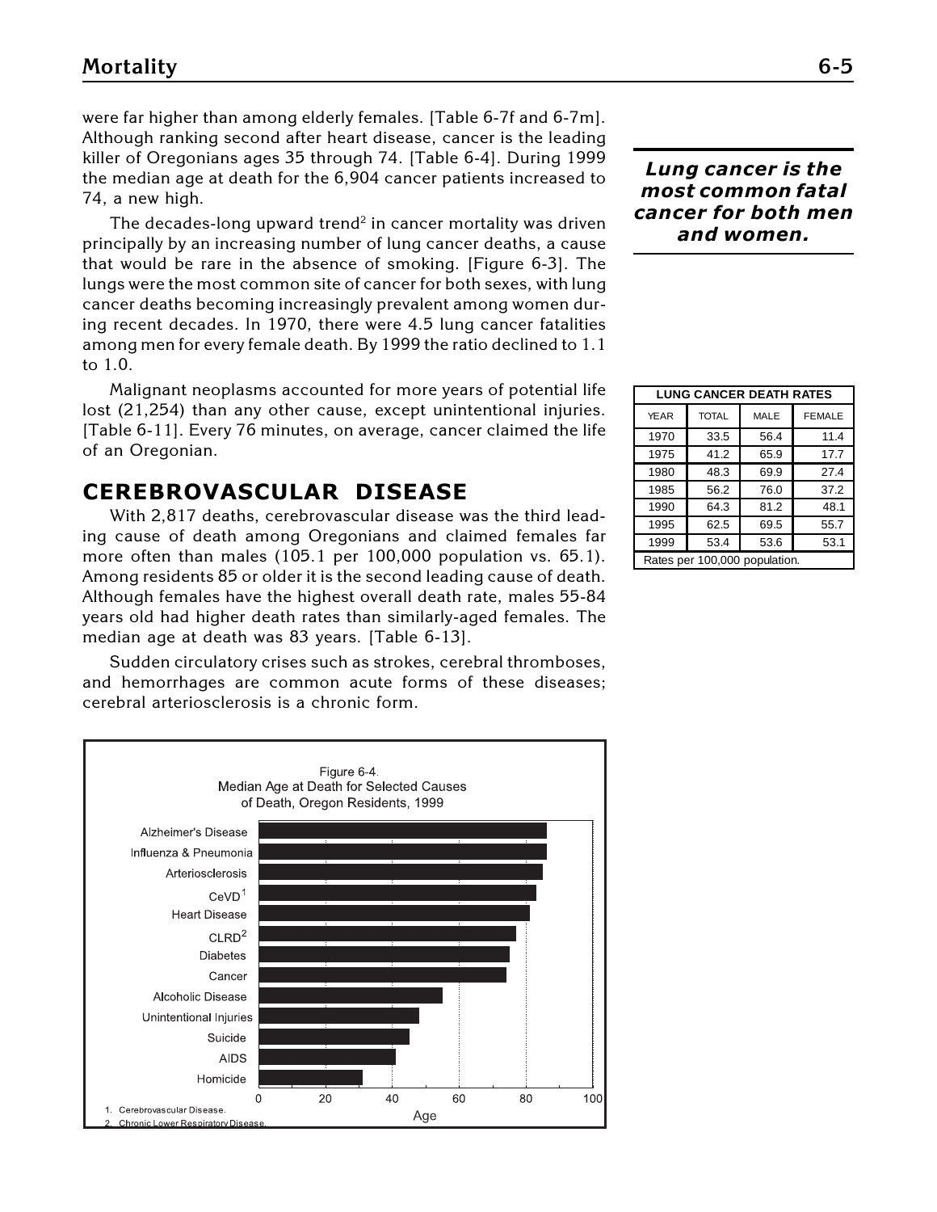were far higher than among elderly females. [Table 6-7f and 6-7m]. Although ranking second after heart disease, cancer is the leading killer of Oregonians ages 35 through 74. [Table 6-4]. During 1999 the median age at death for the 6,904 cancer patients increased to 74, a new high.

The decades-long upward trend[2] in cancer mortality was driven principally by an increasing number of lung cancer deaths, a cause that would be rare in the absence of smoking. [Figure 6-3]. The lungs were the most common site of cancer for both sexes, with lung cancer deaths becoming increasingly prevalent among women during recent decades. In 1970, there were 4.5 lung cancer fatalities among men for every female death. By 1999 the ratio declined to 1.1 to 1.0.

***Lung cancer is the most common fatal cancer for both men and women.***

Malignant neoplasms accounted for more years of potential life lost (21,254) than any other cause, except unintentional injuries. [Table 6-11]. Every 76 minutes, on average, cancer claimed the life of an Oregonian.

| LUNG CANCER DEATH RATES | | | |
|---|---|---|---|
| YEAR | TOTAL | MALE | FEMALE |
| 1970 | 33.5 | 56.4 | 11.4 |
| 1975 | 41.2 | 65.9 | 17.7 |
| 1980 | 48.3 | 69.9 | 27.4 |
| 1985 | 56.2 | 76.0 | 37.2 |
| 1990 | 64.3 | 81.2 | 48.1 |
| 1995 | 62.5 | 69.5 | 55.7 |
| 1999 | 53.4 | 53.6 | 53.1 |

Rates per 100,000 population.

## CEREBROVASCULAR DISEASE

With 2,817 deaths, cerebrovascular disease was the third leading cause of death among Oregonians and claimed females far more often than males (105.1 per 100,000 population vs. 65.1). Among residents 85 or older it is the second leading cause of death. Although females have the highest overall death rate, males 55-84 years old had higher death rates than similarly-aged females. The median age at death was 83 years. [Table 6-13].

Sudden circulatory crises such as strokes, cerebral thromboses, and hemorrhages are common acute forms of these diseases; cerebral arteriosclerosis is a chronic form.

Figure 6-4. Median Age at Death for Selected Causes of Death, Oregon Residents, 1999

1. Cerebrovascular Disease.
2. Chronic Lower Respiratory Disease.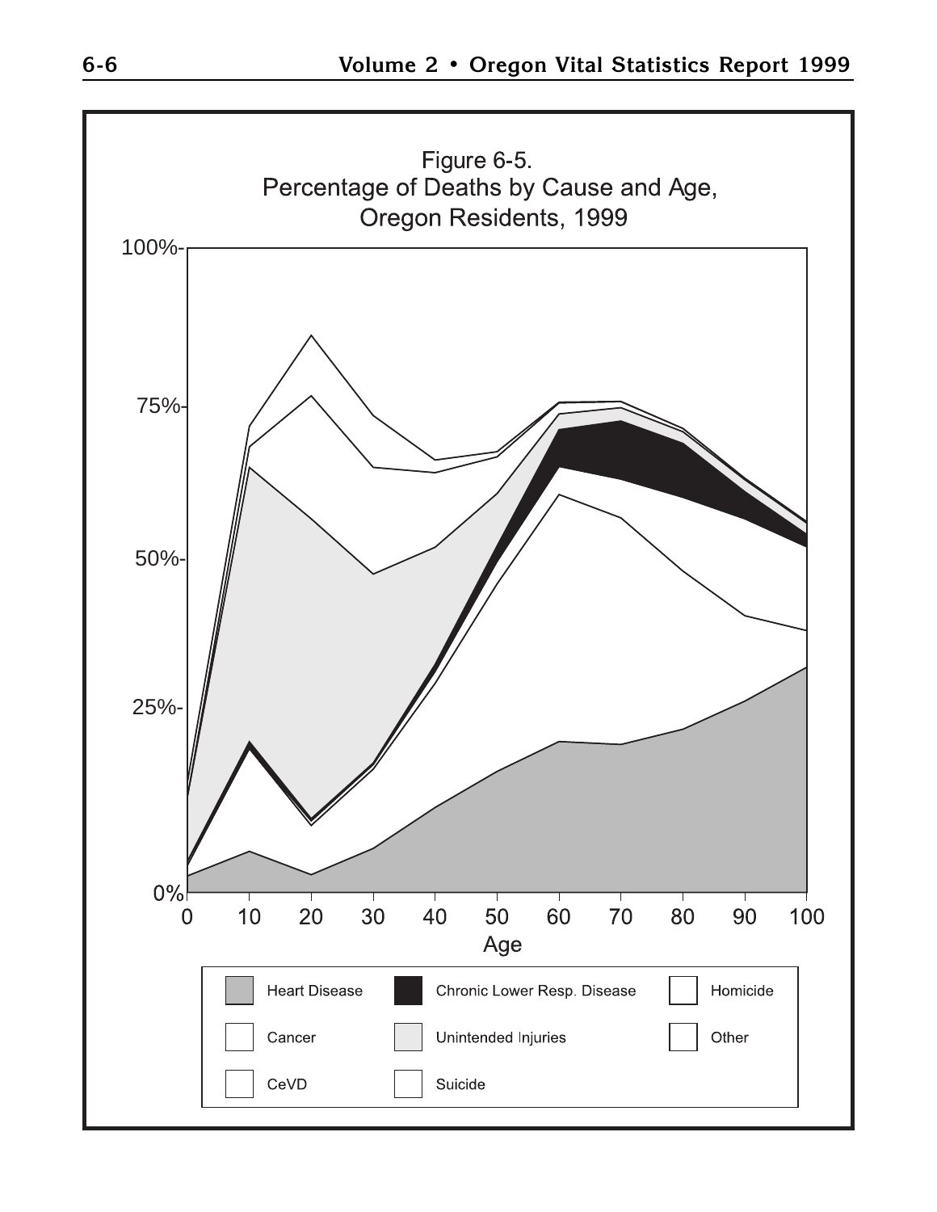Figure 6-5.
Percentage of Deaths by Cause and Age,
Oregon Residents, 1999

100%-
75%-
50%-
25%-
0%

0 10 20 30 40 50 60 70 80 90 100

Age

Heart Disease | Chronic Lower Resp. Disease | Homicide
Cancer | Unintended Injuries | Other
CeVD | Suicide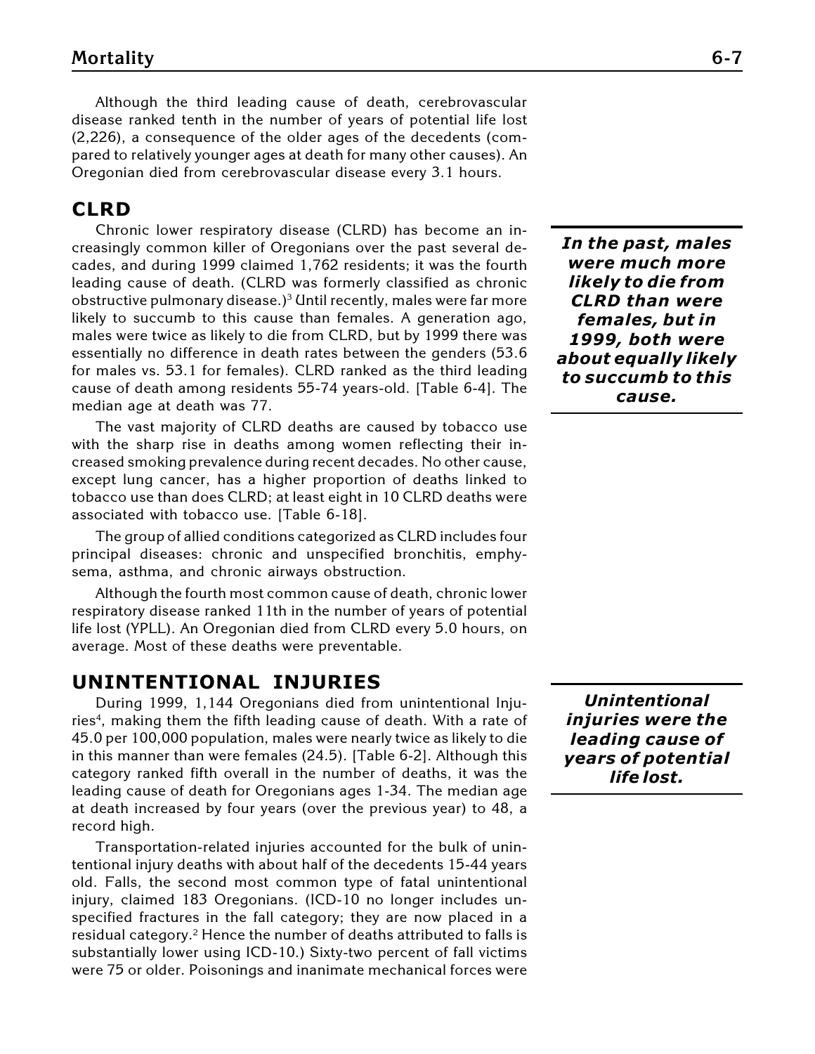Although the third leading cause of death, cerebrovascular disease ranked tenth in the number of years of potential life lost (2,226), a consequence of the older ages of the decedents (compared to relatively younger ages at death for many other causes). An Oregonian died from cerebrovascular disease every 3.1 hours.

## CLRD

Chronic lower respiratory disease (CLRD) has become an increasingly common killer of Oregonians over the past several decades, and during 1999 claimed 1,762 residents; it was the fourth leading cause of death. (CLRD was formerly classified as chronic obstructive pulmonary disease.)[3] Until recently, males were far more likely to succumb to this cause than females. A generation ago, males were twice as likely to die from CLRD, but by 1999 there was essentially no difference in death rates between the genders (53.6 for males vs. 53.1 for females). CLRD ranked as the third leading cause of death among residents 55-74 years-old. [Table 6-4]. The median age at death was 77.

***In the past, males were much more likely to die from CLRD than were females, but in 1999, both were about equally likely to succumb to this cause.***

The vast majority of CLRD deaths are caused by tobacco use with the sharp rise in deaths among women reflecting their increased smoking prevalence during recent decades. No other cause, except lung cancer, has a higher proportion of deaths linked to tobacco use than does CLRD; at least eight in 10 CLRD deaths were associated with tobacco use. [Table 6-18].

The group of allied conditions categorized as CLRD includes four principal diseases: chronic and unspecified bronchitis, emphysema, asthma, and chronic airways obstruction.

Although the fourth most common cause of death, chronic lower respiratory disease ranked 11th in the number of years of potential life lost (YPLL). An Oregonian died from CLRD every 5.0 hours, on average. Most of these deaths were preventable.

## UNINTENTIONAL INJURIES

During 1999, 1,144 Oregonians died from unintentional Injuries[4], making them the fifth leading cause of death. With a rate of 45.0 per 100,000 population, males were nearly twice as likely to die in this manner than were females (24.5). [Table 6-2]. Although this category ranked fifth overall in the number of deaths, it was the leading cause of death for Oregonians ages 1-34. The median age at death increased by four years (over the previous year) to 48, a record high.

***Unintentional injuries were the leading cause of years of potential life lost.***

Transportation-related injuries accounted for the bulk of unintentional injury deaths with about half of the decedents 15-44 years old. Falls, the second most common type of fatal unintentional injury, claimed 183 Oregonians. (ICD-10 no longer includes unspecified fractures in the fall category; they are now placed in a residual category.[2] Hence the number of deaths attributed to falls is substantially lower using ICD-10.) Sixty-two percent of fall victims were 75 or older. Poisonings and inanimate mechanical forces were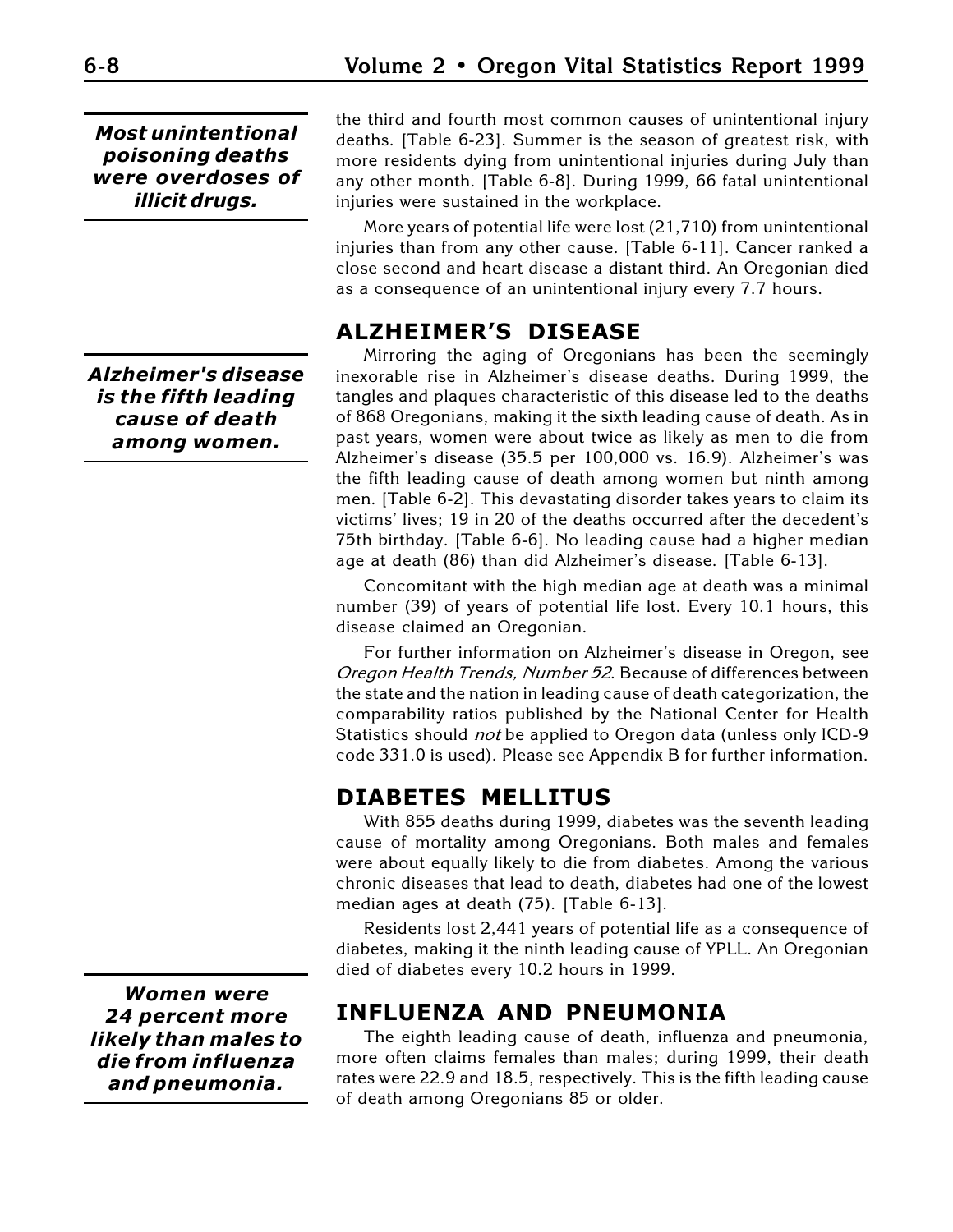*Most unintentional poisoning deaths were overdoses of illicit drugs.*

the third and fourth most common causes of unintentional injury deaths. [Table 6-23]. Summer is the season of greatest risk, with more residents dying from unintentional injuries during July than any other month. [Table 6-8]. During 1999, 66 fatal unintentional injuries were sustained in the workplace.

More years of potential life were lost (21,710) from unintentional injuries than from any other cause. [Table 6-11]. Cancer ranked a close second and heart disease a distant third. An Oregonian died as a consequence of an unintentional injury every 7.7 hours.

## ALZHEIMER'S DISEASE

*Alzheimer's disease is the fifth leading cause of death among women.*

Mirroring the aging of Oregonians has been the seemingly inexorable rise in Alzheimer's disease deaths. During 1999, the tangles and plaques characteristic of this disease led to the deaths of 868 Oregonians, making it the sixth leading cause of death. As in past years, women were about twice as likely as men to die from Alzheimer's disease (35.5 per 100,000 vs. 16.9). Alzheimer's was the fifth leading cause of death among women but ninth among men. [Table 6-2]. This devastating disorder takes years to claim its victims' lives; 19 in 20 of the deaths occurred after the decedent's 75th birthday. [Table 6-6]. No leading cause had a higher median age at death (86) than did Alzheimer's disease. [Table 6-13].

Concomitant with the high median age at death was a minimal number (39) of years of potential life lost. Every 10.1 hours, this disease claimed an Oregonian.

For further information on Alzheimer's disease in Oregon, see *Oregon Health Trends, Number 52*. Because of differences between the state and the nation in leading cause of death categorization, the comparability ratios published by the National Center for Health Statistics should *not* be applied to Oregon data (unless only ICD-9 code 331.0 is used). Please see Appendix B for further information.

## DIABETES MELLITUS

With 855 deaths during 1999, diabetes was the seventh leading cause of mortality among Oregonians. Both males and females were about equally likely to die from diabetes. Among the various chronic diseases that lead to death, diabetes had one of the lowest median ages at death (75). [Table 6-13].

Residents lost 2,441 years of potential life as a consequence of diabetes, making it the ninth leading cause of YPLL. An Oregonian died of diabetes every 10.2 hours in 1999.

## INFLUENZA AND PNEUMONIA

*Women were 24 percent more likely than males to die from influenza and pneumonia.*

The eighth leading cause of death, influenza and pneumonia, more often claims females than males; during 1999, their death rates were 22.9 and 18.5, respectively. This is the fifth leading cause of death among Oregonians 85 or older.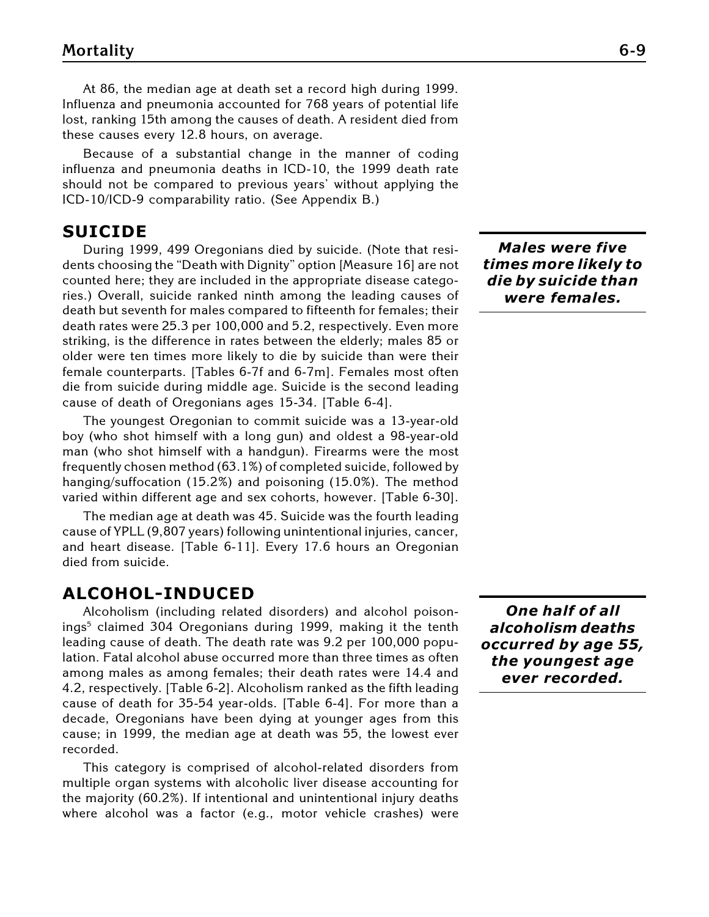At 86, the median age at death set a record high during 1999. Influenza and pneumonia accounted for 768 years of potential life lost, ranking 15th among the causes of death. A resident died from these causes every 12.8 hours, on average.

Because of a substantial change in the manner of coding influenza and pneumonia deaths in ICD-10, the 1999 death rate should not be compared to previous years' without applying the ICD-10/ICD-9 comparability ratio. (See Appendix B.)

## SUICIDE

***Males were five times more likely to die by suicide than were females.***

During 1999, 499 Oregonians died by suicide. (Note that residents choosing the "Death with Dignity" option [Measure 16] are not counted here; they are included in the appropriate disease categories.) Overall, suicide ranked ninth among the leading causes of death but seventh for males compared to fifteenth for females; their death rates were 25.3 per 100,000 and 5.2, respectively. Even more striking, is the difference in rates between the elderly; males 85 or older were ten times more likely to die by suicide than were their female counterparts. [Tables 6-7f and 6-7m]. Females most often die from suicide during middle age. Suicide is the second leading cause of death of Oregonians ages 15-34. [Table 6-4].

The youngest Oregonian to commit suicide was a 13-year-old boy (who shot himself with a long gun) and oldest a 98-year-old man (who shot himself with a handgun). Firearms were the most frequently chosen method (63.1%) of completed suicide, followed by hanging/suffocation (15.2%) and poisoning (15.0%). The method varied within different age and sex cohorts, however. [Table 6-30].

The median age at death was 45. Suicide was the fourth leading cause of YPLL (9,807 years) following unintentional injuries, cancer, and heart disease. [Table 6-11]. Every 17.6 hours an Oregonian died from suicide.

## ALCOHOL-INDUCED

***One half of all alcoholism deaths occurred by age 55, the youngest age ever recorded.***

Alcoholism (including related disorders) and alcohol poisonings[5] claimed 304 Oregonians during 1999, making it the tenth leading cause of death. The death rate was 9.2 per 100,000 population. Fatal alcohol abuse occurred more than three times as often among males as among females; their death rates were 14.4 and 4.2, respectively. [Table 6-2]. Alcoholism ranked as the fifth leading cause of death for 35-54 year-olds. [Table 6-4]. For more than a decade, Oregonians have been dying at younger ages from this cause; in 1999, the median age at death was 55, the lowest ever recorded.

This category is comprised of alcohol-related disorders from multiple organ systems with alcoholic liver disease accounting for the majority (60.2%). If intentional and unintentional injury deaths where alcohol was a factor (e.g., motor vehicle crashes) were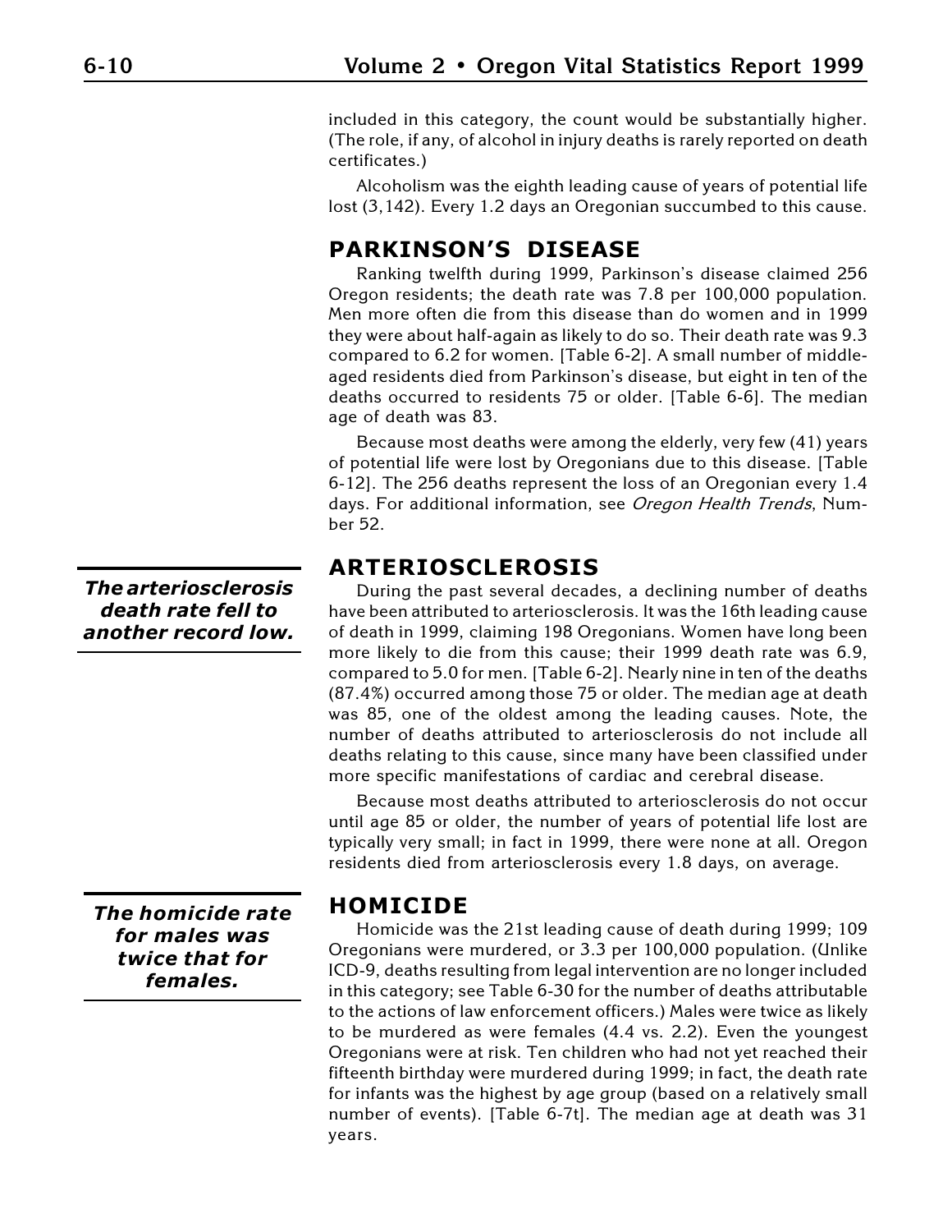included in this category, the count would be substantially higher. (The role, if any, of alcohol in injury deaths is rarely reported on death certificates.)

Alcoholism was the eighth leading cause of years of potential life lost (3,142). Every 1.2 days an Oregonian succumbed to this cause.

## PARKINSON'S DISEASE

Ranking twelfth during 1999, Parkinson's disease claimed 256 Oregon residents; the death rate was 7.8 per 100,000 population. Men more often die from this disease than do women and in 1999 they were about half-again as likely to do so. Their death rate was 9.3 compared to 6.2 for women. [Table 6-2]. A small number of middle-aged residents died from Parkinson's disease, but eight in ten of the deaths occurred to residents 75 or older. [Table 6-6]. The median age of death was 83.

Because most deaths were among the elderly, very few (41) years of potential life were lost by Oregonians due to this disease. [Table 6-12]. The 256 deaths represent the loss of an Oregonian every 1.4 days. For additional information, see *Oregon Health Trends*, Number 52.

## ARTERIOSCLEROSIS

***The arteriosclerosis death rate fell to another record low.***

During the past several decades, a declining number of deaths have been attributed to arteriosclerosis. It was the 16th leading cause of death in 1999, claiming 198 Oregonians. Women have long been more likely to die from this cause; their 1999 death rate was 6.9, compared to 5.0 for men. [Table 6-2]. Nearly nine in ten of the deaths (87.4%) occurred among those 75 or older. The median age at death was 85, one of the oldest among the leading causes. Note, the number of deaths attributed to arteriosclerosis do not include all deaths relating to this cause, since many have been classified under more specific manifestations of cardiac and cerebral disease.

Because most deaths attributed to arteriosclerosis do not occur until age 85 or older, the number of years of potential life lost are typically very small; in fact in 1999, there were none at all. Oregon residents died from arteriosclerosis every 1.8 days, on average.

## HOMICIDE

***The homicide rate for males was twice that for females.***

Homicide was the 21st leading cause of death during 1999; 109 Oregonians were murdered, or 3.3 per 100,000 population. (Unlike ICD-9, deaths resulting from legal intervention are no longer included in this category; see Table 6-30 for the number of deaths attributable to the actions of law enforcement officers.) Males were twice as likely to be murdered as were females (4.4 vs. 2.2). Even the youngest Oregonians were at risk. Ten children who had not yet reached their fifteenth birthday were murdered during 1999; in fact, the death rate for infants was the highest by age group (based on a relatively small number of events). [Table 6-7t]. The median age at death was 31 years.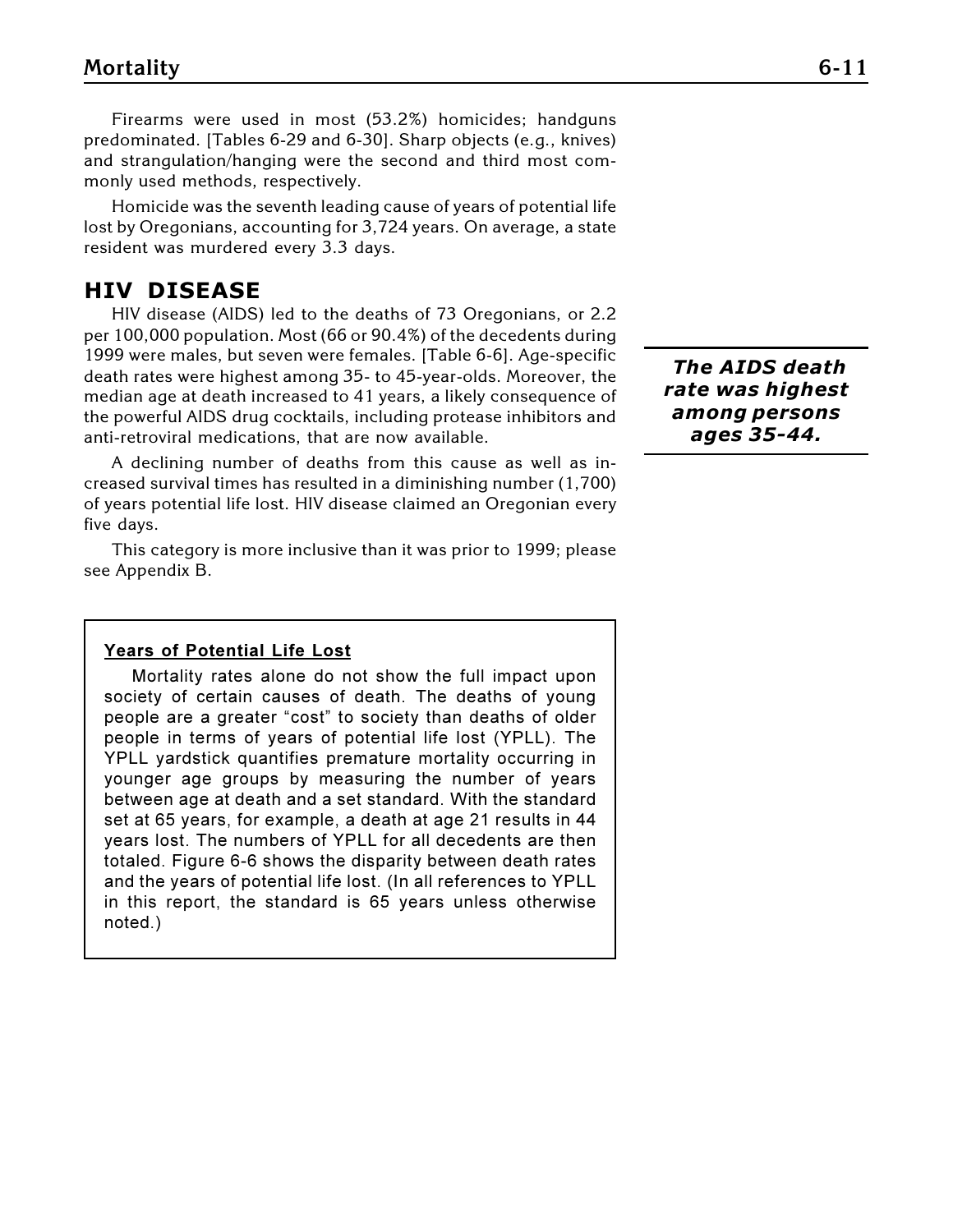Firearms were used in most (53.2%) homicides; handguns predominated. [Tables 6-29 and 6-30]. Sharp objects (e.g., knives) and strangulation/hanging were the second and third most commonly used methods, respectively.

Homicide was the seventh leading cause of years of potential life lost by Oregonians, accounting for 3,724 years. On average, a state resident was murdered every 3.3 days.

## HIV DISEASE

HIV disease (AIDS) led to the deaths of 73 Oregonians, or 2.2 per 100,000 population. Most (66 or 90.4%) of the decedents during 1999 were males, but seven were females. [Table 6-6]. Age-specific death rates were highest among 35- to 45-year-olds. Moreover, the median age at death increased to 41 years, a likely consequence of the powerful AIDS drug cocktails, including protease inhibitors and anti-retroviral medications, that are now available.

***The AIDS death rate was highest among persons ages 35-44.***

A declining number of deaths from this cause as well as increased survival times has resulted in a diminishing number (1,700) of years potential life lost. HIV disease claimed an Oregonian every five days.

This category is more inclusive than it was prior to 1999; please see Appendix B.

**Years of Potential Life Lost**

Mortality rates alone do not show the full impact upon society of certain causes of death. The deaths of young people are a greater "cost" to society than deaths of older people in terms of years of potential life lost (YPLL). The YPLL yardstick quantifies premature mortality occurring in younger age groups by measuring the number of years between age at death and a set standard. With the standard set at 65 years, for example, a death at age 21 results in 44 years lost. The numbers of YPLL for all decedents are then totaled. Figure 6-6 shows the disparity between death rates and the years of potential life lost. (In all references to YPLL in this report, the standard is 65 years unless otherwise noted.)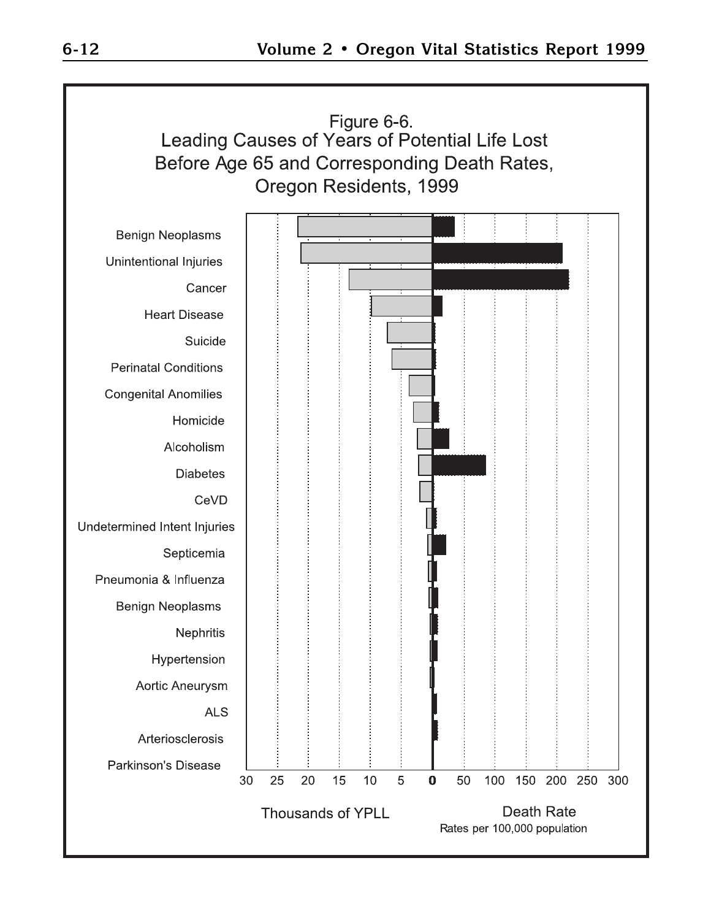Figure 6-6.
Leading Causes of Years of Potential Life Lost Before Age 65 and Corresponding Death Rates, Oregon Residents, 1999

Benign Neoplasms
Unintentional Injuries
Cancer
Heart Disease
Suicide
Perinatal Conditions
Congenital Anomilies
Homicide
Alcoholism
Diabetes
CeVD
Undetermined Intent Injuries
Septicemia
Pneumonia & Influenza
Benign Neoplasms
Nephritis
Hypertension
Aortic Aneurysm
ALS
Arteriosclerosis
Parkinson's Disease

30 25 20 15 10 5 0 50 100 150 200 250 300

Thousands of YPLL

Death Rate
Rates per 100,000 population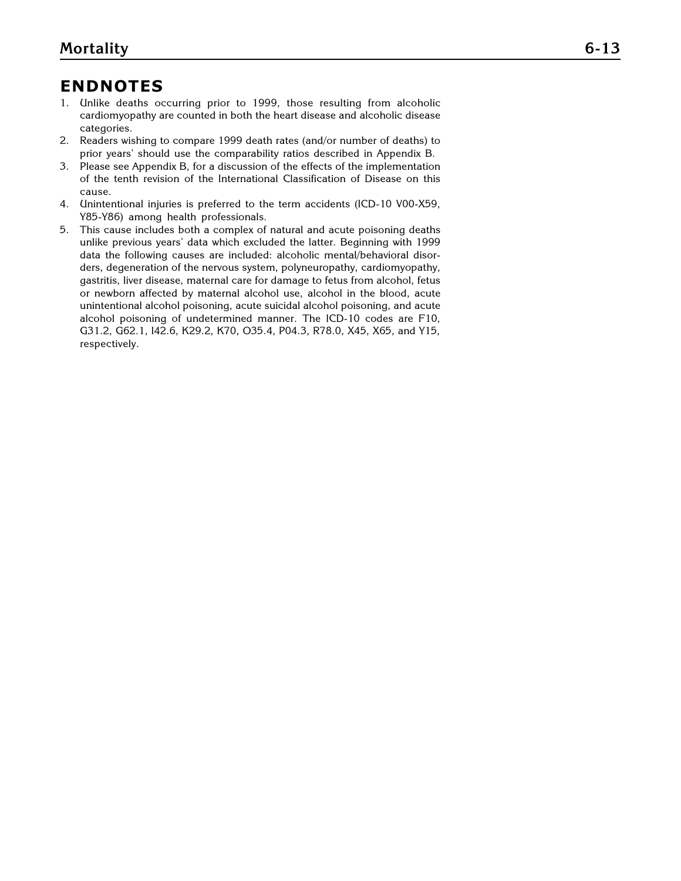## ENDNOTES

1. Unlike deaths occurring prior to 1999, those resulting from alcoholic cardiomyopathy are counted in both the heart disease and alcoholic disease categories.
2. Readers wishing to compare 1999 death rates (and/or number of deaths) to prior years' should use the comparability ratios described in Appendix B.
3. Please see Appendix B, for a discussion of the effects of the implementation of the tenth revision of the International Classification of Disease on this cause.
4. Unintentional injuries is preferred to the term accidents (ICD-10 V00-X59, Y85-Y86) among health professionals.
5. This cause includes both a complex of natural and acute poisoning deaths unlike previous years' data which excluded the latter. Beginning with 1999 data the following causes are included: alcoholic mental/behavioral disorders, degeneration of the nervous system, polyneuropathy, cardiomyopathy, gastritis, liver disease, maternal care for damage to fetus from alcohol, fetus or newborn affected by maternal alcohol use, alcohol in the blood, acute unintentional alcohol poisoning, acute suicidal alcohol poisoning, and acute alcohol poisoning of undetermined manner. The ICD-10 codes are F10, G31.2, G62.1, I42.6, K29.2, K70, O35.4, P04.3, R78.0, X45, X65, and Y15, respectively.